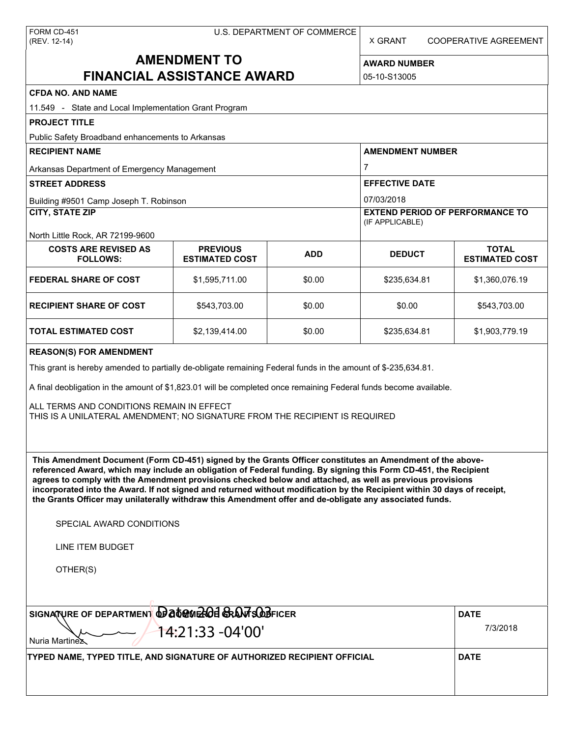FORM CD-451
(REV. 12-14)

U.S. DEPARTMENT OF COMMERCE

X GRANT COOPERATIVE AGREEMENT

# AMENDMENT TO FINANCIAL ASSISTANCE AWARD

**AWARD NUMBER**
05-10-S13005

**CFDA NO. AND NAME**
11.549 - State and Local Implementation Grant Program

**PROJECT TITLE**
Public Safety Broadband enhancements to Arkansas

**RECIPIENT NAME**
Arkansas Department of Emergency Management

**AMENDMENT NUMBER**
7

**STREET ADDRESS**
Building #9501 Camp Joseph T. Robinson

**EFFECTIVE DATE**
07/03/2018

**CITY, STATE ZIP**
North Little Rock, AR 72199-9600

**EXTEND PERIOD OF PERFORMANCE TO** (IF APPLICABLE)

| COSTS ARE REVISED AS FOLLOWS: | PREVIOUS ESTIMATED COST | ADD | DEDUCT | TOTAL ESTIMATED COST |
|---|---|---|---|---|
| FEDERAL SHARE OF COST | $1,595,711.00 | $0.00 | $235,634.81 | $1,360,076.19 |
| RECIPIENT SHARE OF COST | $543,703.00 | $0.00 | $0.00 | $543,703.00 |
| TOTAL ESTIMATED COST | $2,139,414.00 | $0.00 | $235,634.81 | $1,903,779.19 |

**REASON(S) FOR AMENDMENT**

This grant is hereby amended to partially de-obligate remaining Federal funds in the amount of $-235,634.81.

A final deobligation in the amount of $1,823.01 will be completed once remaining Federal funds become available.

ALL TERMS AND CONDITIONS REMAIN IN EFFECT
THIS IS A UNILATERAL AMENDMENT; NO SIGNATURE FROM THE RECIPIENT IS REQUIRED

**This Amendment Document (Form CD-451) signed by the Grants Officer constitutes an Amendment of the above-referenced Award, which may include an obligation of Federal funding. By signing this Form CD-451, the Recipient agrees to comply with the Amendment provisions checked below and attached, as well as previous provisions incorporated into the Award. If not signed and returned without modification by the Recipient within 30 days of receipt, the Grants Officer may unilaterally withdraw this Amendment offer and de-obligate any associated funds.**

SPECIAL AWARD CONDITIONS

LINE ITEM BUDGET

OTHER(S)

**SIGNATURE OF DEPARTMENT OF COMMERCE GRANTS OFFICER**
Nuria Martinez
Date: 2018.07.03 14:21:33 -04'00'

**DATE**
7/3/2018

**TYPED NAME, TYPED TITLE, AND SIGNATURE OF AUTHORIZED RECIPIENT OFFICIAL**

**DATE**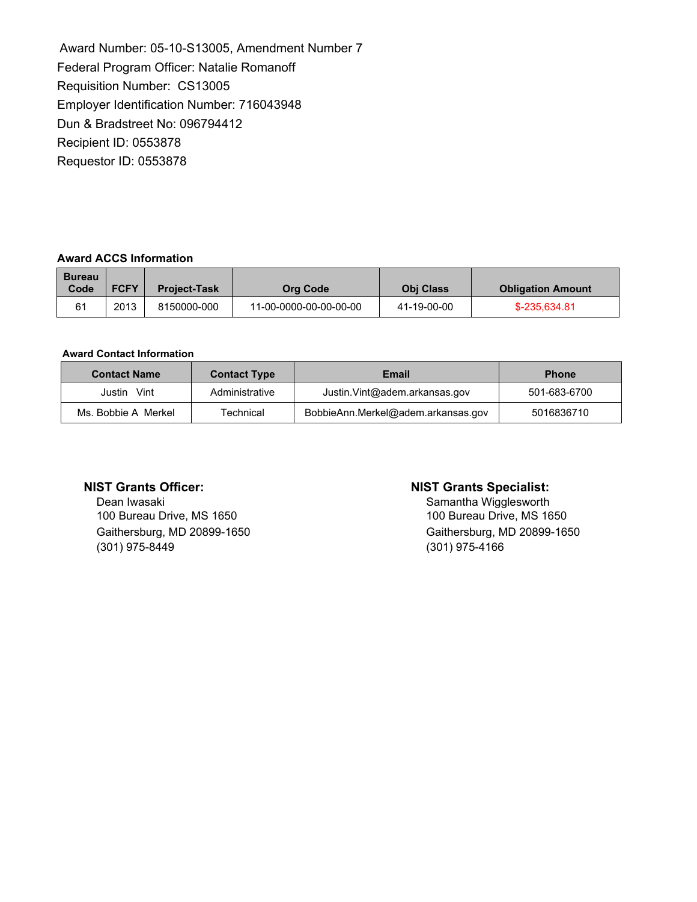Award Number: 05-10-S13005, Amendment Number 7
Federal Program Officer: Natalie Romanoff
Requisition Number: CS13005
Employer Identification Number: 716043948
Dun & Bradstreet No: 096794412
Recipient ID: 0553878
Requestor ID: 0553878

**Award ACCS Information**

| Bureau Code | FCFY | Project-Task | Org Code | Obj Class | Obligation Amount |
|---|---|---|---|---|---|
| 61 | 2013 | 8150000-000 | 11-00-0000-00-00-00-00 | 41-19-00-00 | $-235,634.81 |

**Award Contact Information**

| Contact Name | Contact Type | Email | Phone |
|---|---|---|---|
| Justin Vint | Administrative | Justin.Vint@adem.arkansas.gov | 501-683-6700 |
| Ms. Bobbie A Merkel | Technical | BobbieAnn.Merkel@adem.arkansas.gov | 5016836710 |

**NIST Grants Officer:**
Dean Iwasaki
100 Bureau Drive, MS 1650
Gaithersburg, MD 20899-1650
(301) 975-8449

**NIST Grants Specialist:**
Samantha Wigglesworth
100 Bureau Drive, MS 1650
Gaithersburg, MD 20899-1650
(301) 975-4166